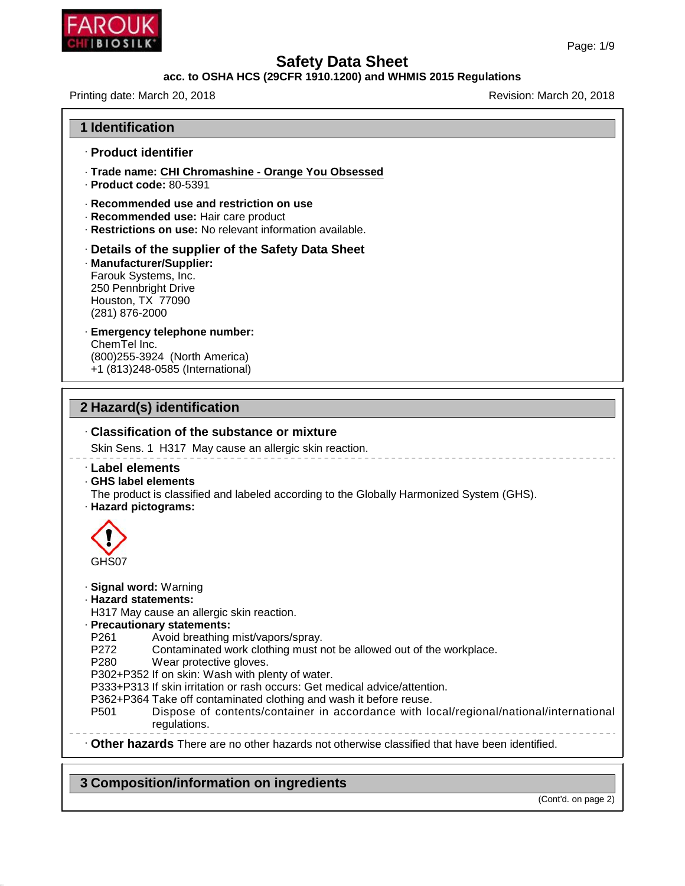# Safety Data Sheet

**acc. to OSHA HCS (29CFR 1910.1200) and WHMIS 2015 Regulations**

Printing date: March 20, 2018 Revision: March 20, 2018

## 1 Identification

### · Product identifier

· **Trade name:** CHI Chromashine - Orange You Obsessed
· **Product code:** 80-5391

· **Recommended use and restriction on use**
· **Recommended use:** Hair care product
· **Restrictions on use:** No relevant information available.

### · Details of the supplier of the Safety Data Sheet

· **Manufacturer/Supplier:**
Farouk Systems, Inc.
250 Pennbright Drive
Houston, TX 77090
(281) 876-2000

· **Emergency telephone number:**
ChemTel Inc.
(800)255-3924 (North America)
+1 (813)248-0585 (International)

## 2 Hazard(s) identification

### · Classification of the substance or mixture

Skin Sens. 1 H317 May cause an allergic skin reaction.

### · Label elements

· **GHS label elements**
The product is classified and labeled according to the Globally Harmonized System (GHS).
· **Hazard pictograms:**

GHS07

· **Signal word:** Warning
· **Hazard statements:**
H317 May cause an allergic skin reaction.
· **Precautionary statements:**
P261 Avoid breathing mist/vapors/spray.
P272 Contaminated work clothing must not be allowed out of the workplace.
P280 Wear protective gloves.
P302+P352 If on skin: Wash with plenty of water.
P333+P313 If skin irritation or rash occurs: Get medical advice/attention.
P362+P364 Take off contaminated clothing and wash it before reuse.
P501 Dispose of contents/container in accordance with local/regional/national/international regulations.

· **Other hazards** There are no other hazards not otherwise classified that have been identified.

## 3 Composition/information on ingredients

(Cont'd. on page 2)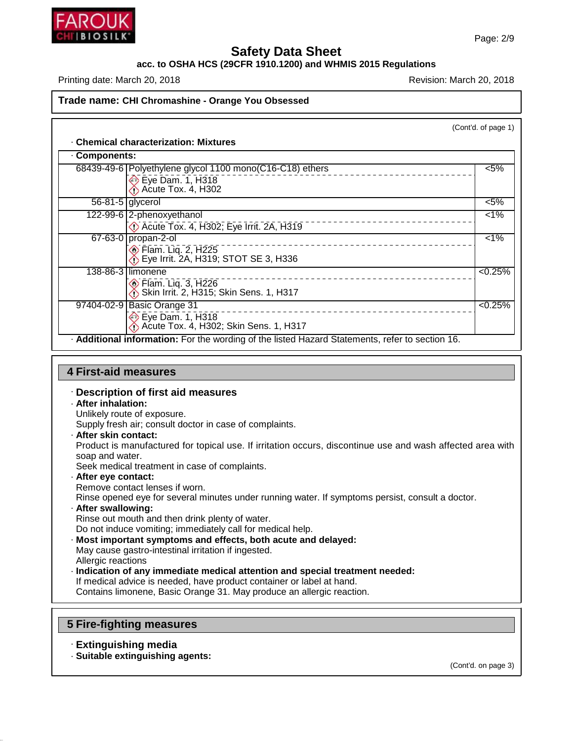Trade name: **CHI Chromashine - Orange You Obsessed**

(Cont'd. of page 1)

· **Chemical characterization: Mixtures**

· **Components:**

| CAS | Component / Classification | Concentration |
|---|---|---|
| 68439-49-6 | Polyethylene glycol 1100 mono(C16-C18) ethers<br>Eye Dam. 1, H318<br>Acute Tox. 4, H302 | <5% |
| 56-81-5 | glycerol | <5% |
| 122-99-6 | 2-phenoxyethanol<br>Acute Tox. 4, H302; Eye Irrit. 2A, H319 | <1% |
| 67-63-0 | propan-2-ol<br>Flam. Liq. 2, H225<br>Eye Irrit. 2A, H319; STOT SE 3, H336 | <1% |
| 138-86-3 | limonene<br>Flam. Liq. 3, H226<br>Skin Irrit. 2, H315; Skin Sens. 1, H317 | <0.25% |
| 97404-02-9 | Basic Orange 31<br>Eye Dam. 1, H318<br>Acute Tox. 4, H302; Skin Sens. 1, H317 | <0.25% |

· **Additional information:** For the wording of the listed Hazard Statements, refer to section 16.

## 4 First-aid measures

· **Description of first aid measures**

· **After inhalation:**
Unlikely route of exposure.
Supply fresh air; consult doctor in case of complaints.

· **After skin contact:**
Product is manufactured for topical use. If irritation occurs, discontinue use and wash affected area with soap and water.
Seek medical treatment in case of complaints.

· **After eye contact:**
Remove contact lenses if worn.
Rinse opened eye for several minutes under running water. If symptoms persist, consult a doctor.

· **After swallowing:**
Rinse out mouth and then drink plenty of water.
Do not induce vomiting; immediately call for medical help.

· **Most important symptoms and effects, both acute and delayed:**
May cause gastro-intestinal irritation if ingested.
Allergic reactions

· **Indication of any immediate medical attention and special treatment needed:**
If medical advice is needed, have product container or label at hand.
Contains limonene, Basic Orange 31. May produce an allergic reaction.

## 5 Fire-fighting measures

· **Extinguishing media**

· **Suitable extinguishing agents:**

(Cont'd. on page 3)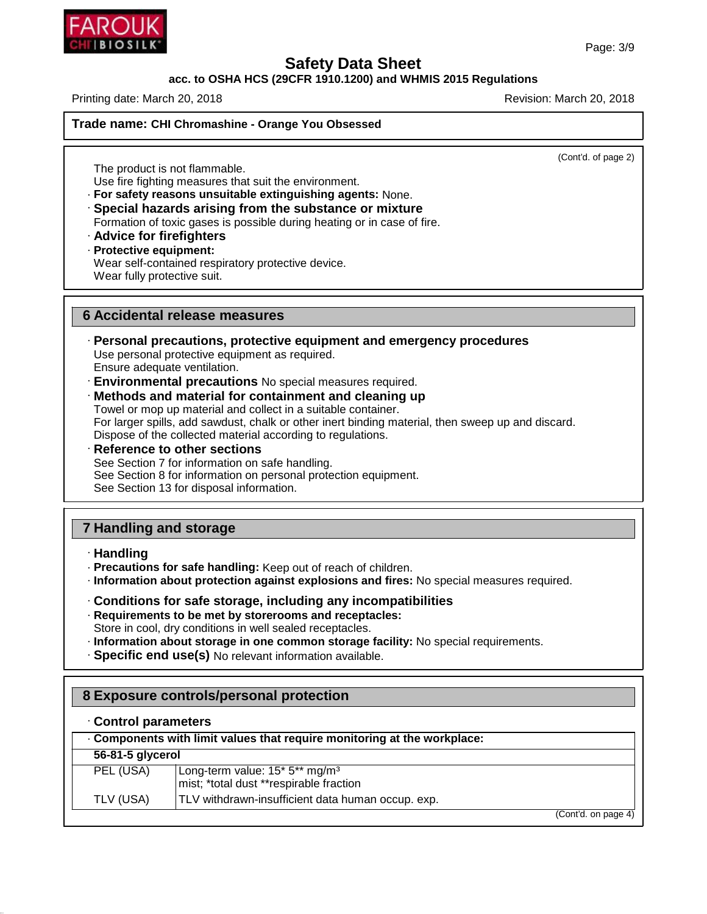(Cont'd. of page 2)

The product is not flammable.
Use fire fighting measures that suit the environment.

· **For safety reasons unsuitable extinguishing agents:** None.

· **Special hazards arising from the substance or mixture**
Formation of toxic gases is possible during heating or in case of fire.

· **Advice for firefighters**

· **Protective equipment:**
Wear self-contained respiratory protective device.
Wear fully protective suit.

## 6 Accidental release measures

· **Personal precautions, protective equipment and emergency procedures**
Use personal protective equipment as required.
Ensure adequate ventilation.

· **Environmental precautions** No special measures required.

· **Methods and material for containment and cleaning up**
Towel or mop up material and collect in a suitable container.
For larger spills, add sawdust, chalk or other inert binding material, then sweep up and discard.
Dispose of the collected material according to regulations.

· **Reference to other sections**
See Section 7 for information on safe handling.
See Section 8 for information on personal protection equipment.
See Section 13 for disposal information.

## 7 Handling and storage

· **Handling**

· **Precautions for safe handling:** Keep out of reach of children.

· **Information about protection against explosions and fires:** No special measures required.

· **Conditions for safe storage, including any incompatibilities**

· **Requirements to be met by storerooms and receptacles:**
Store in cool, dry conditions in well sealed receptacles.

· **Information about storage in one common storage facility:** No special requirements.

· **Specific end use(s)** No relevant information available.

## 8 Exposure controls/personal protection

· **Control parameters**

· **Components with limit values that require monitoring at the workplace:**

| **56-81-5 glycerol** | |
|---|---|
| PEL (USA) | Long-term value: 15* 5** mg/m³<br>mist; *total dust **respirable fraction |
| TLV (USA) | TLV withdrawn-insufficient data human occup. exp. |

(Cont'd. on page 4)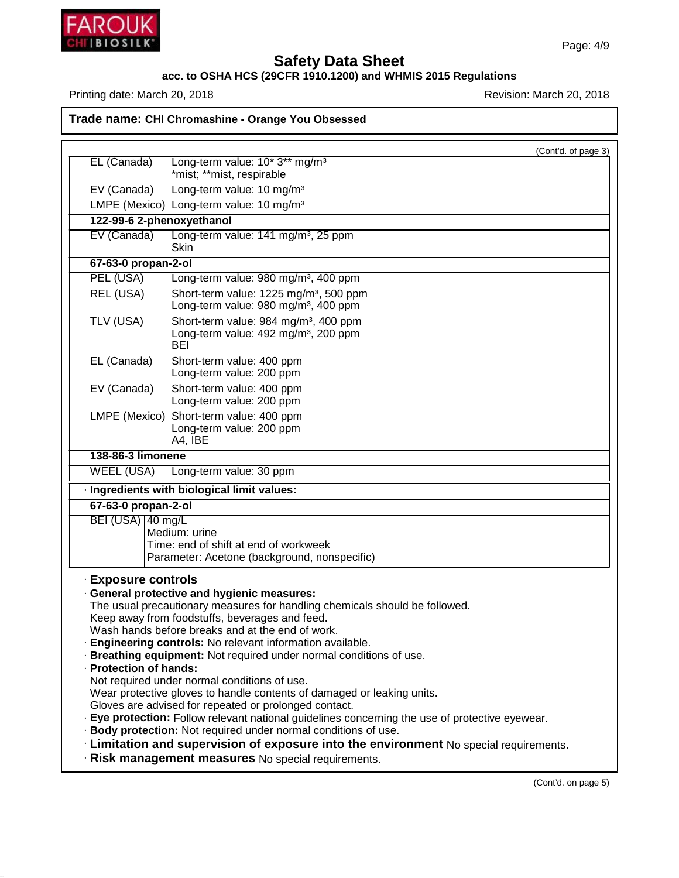# Safety Data Sheet

**acc. to OSHA HCS (29CFR 1910.1200) and WHMIS 2015 Regulations**

Printing date: March 20, 2018 | Revision: March 20, 2018

**Trade name: CHI Chromashine - Orange You Obsessed**

(Cont'd. of page 3)

| | |
|---|---|
| EL (Canada) | Long-term value: 10* 3** mg/m³<br>*mist; **mist, respirable |
| EV (Canada) | Long-term value: 10 mg/m³ |
| LMPE (Mexico) | Long-term value: 10 mg/m³ |
| **122-99-6 2-phenoxyethanol** | |
| EV (Canada) | Long-term value: 141 mg/m³, 25 ppm<br>Skin |
| **67-63-0 propan-2-ol** | |
| PEL (USA) | Long-term value: 980 mg/m³, 400 ppm |
| REL (USA) | Short-term value: 1225 mg/m³, 500 ppm<br>Long-term value: 980 mg/m³, 400 ppm |
| TLV (USA) | Short-term value: 984 mg/m³, 400 ppm<br>Long-term value: 492 mg/m³, 200 ppm<br>BEI |
| EL (Canada) | Short-term value: 400 ppm<br>Long-term value: 200 ppm |
| EV (Canada) | Short-term value: 400 ppm<br>Long-term value: 200 ppm |
| LMPE (Mexico) | Short-term value: 400 ppm<br>Long-term value: 200 ppm<br>A4, IBE |
| **138-86-3 limonene** | |
| WEEL (USA) | Long-term value: 30 ppm |

· **Ingredients with biological limit values:**

| **67-63-0 propan-2-ol** | |
|---|---|
| BEI (USA) | 40 mg/L<br>Medium: urine<br>Time: end of shift at end of workweek<br>Parameter: Acetone (background, nonspecific) |

· **Exposure controls**

· **General protective and hygienic measures:**
The usual precautionary measures for handling chemicals should be followed.
Keep away from foodstuffs, beverages and feed.
Wash hands before breaks and at the end of work.

· **Engineering controls:** No relevant information available.

· **Breathing equipment:** Not required under normal conditions of use.

· **Protection of hands:**
Not required under normal conditions of use.
Wear protective gloves to handle contents of damaged or leaking units.
Gloves are advised for repeated or prolonged contact.

· **Eye protection:** Follow relevant national guidelines concerning the use of protective eyewear.

· **Body protection:** Not required under normal conditions of use.

· **Limitation and supervision of exposure into the environment** No special requirements.

· **Risk management measures** No special requirements.

(Cont'd. on page 5)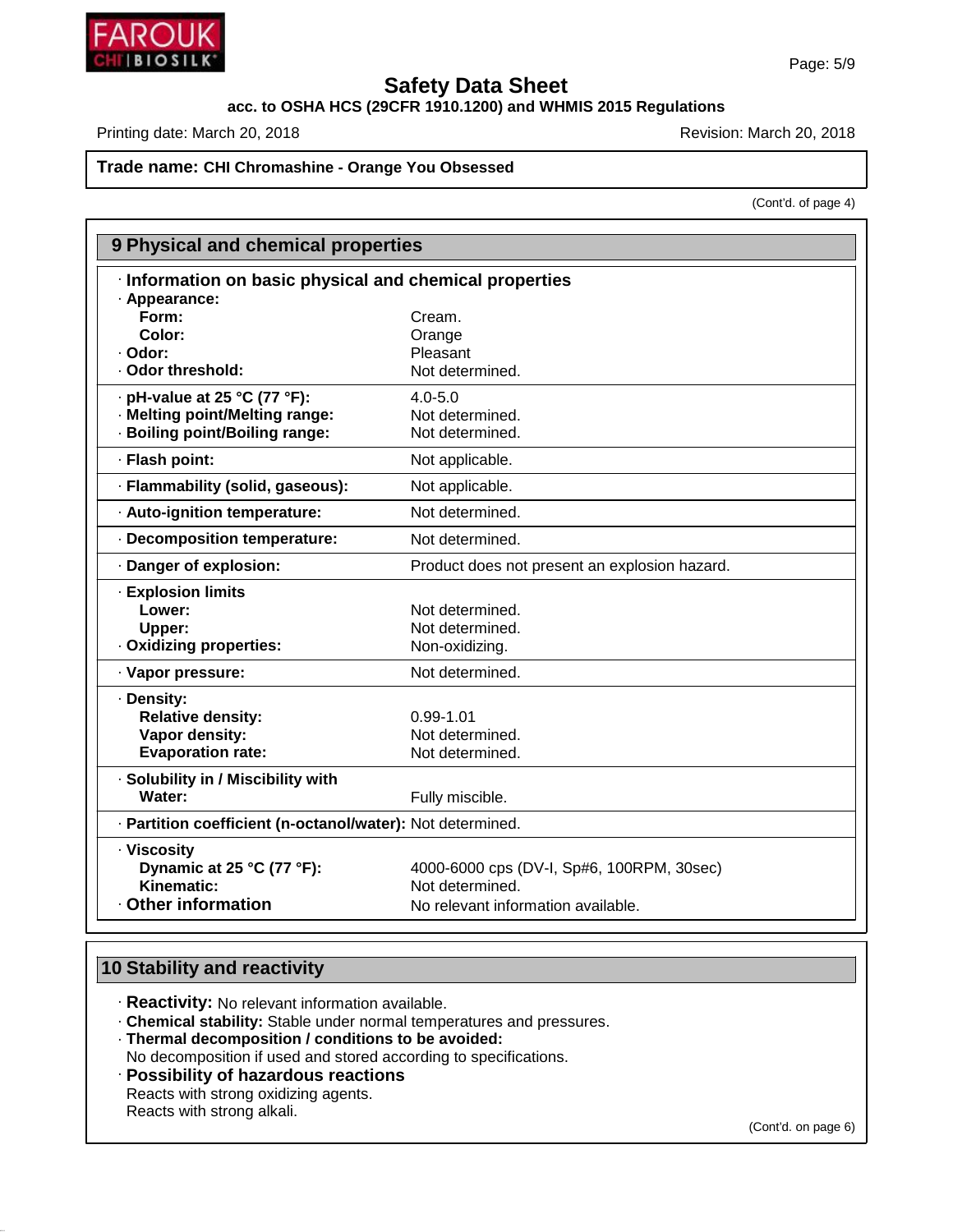# Safety Data Sheet

**acc. to OSHA HCS (29CFR 1910.1200) and WHMIS 2015 Regulations**

Printing date: March 20, 2018 Revision: March 20, 2018

**Trade name: CHI Chromashine - Orange You Obsessed**

(Cont'd. of page 4)

## 9 Physical and chemical properties

### · Information on basic physical and chemical properties

| Property | Value |
|---|---|
| · **Appearance:** | |
| **Form:** | Cream. |
| **Color:** | Orange |
| · **Odor:** | Pleasant |
| · **Odor threshold:** | Not determined. |
| · **pH-value at 25 °C (77 °F):** | 4.0-5.0 |
| · **Melting point/Melting range:** | Not determined. |
| · **Boiling point/Boiling range:** | Not determined. |
| · **Flash point:** | Not applicable. |
| · **Flammability (solid, gaseous):** | Not applicable. |
| · **Auto-ignition temperature:** | Not determined. |
| · **Decomposition temperature:** | Not determined. |
| · **Danger of explosion:** | Product does not present an explosion hazard. |
| · **Explosion limits** | |
| **Lower:** | Not determined. |
| **Upper:** | Not determined. |
| · **Oxidizing properties:** | Non-oxidizing. |
| · **Vapor pressure:** | Not determined. |
| · **Density:** | |
| **Relative density:** | 0.99-1.01 |
| **Vapor density:** | Not determined. |
| **Evaporation rate:** | Not determined. |
| · **Solubility in / Miscibility with** | |
| **Water:** | Fully miscible. |
| · **Partition coefficient (n-octanol/water):** | Not determined. |
| · **Viscosity** | |
| **Dynamic at 25 °C (77 °F):** | 4000-6000 cps (DV-I, Sp#6, 100RPM, 30sec) |
| **Kinematic:** | Not determined. |
| · **Other information** | No relevant information available. |

## 10 Stability and reactivity

· **Reactivity:** No relevant information available.

· **Chemical stability:** Stable under normal temperatures and pressures.

· **Thermal decomposition / conditions to be avoided:**
No decomposition if used and stored according to specifications.

· **Possibility of hazardous reactions**
Reacts with strong oxidizing agents.
Reacts with strong alkali.

(Cont'd. on page 6)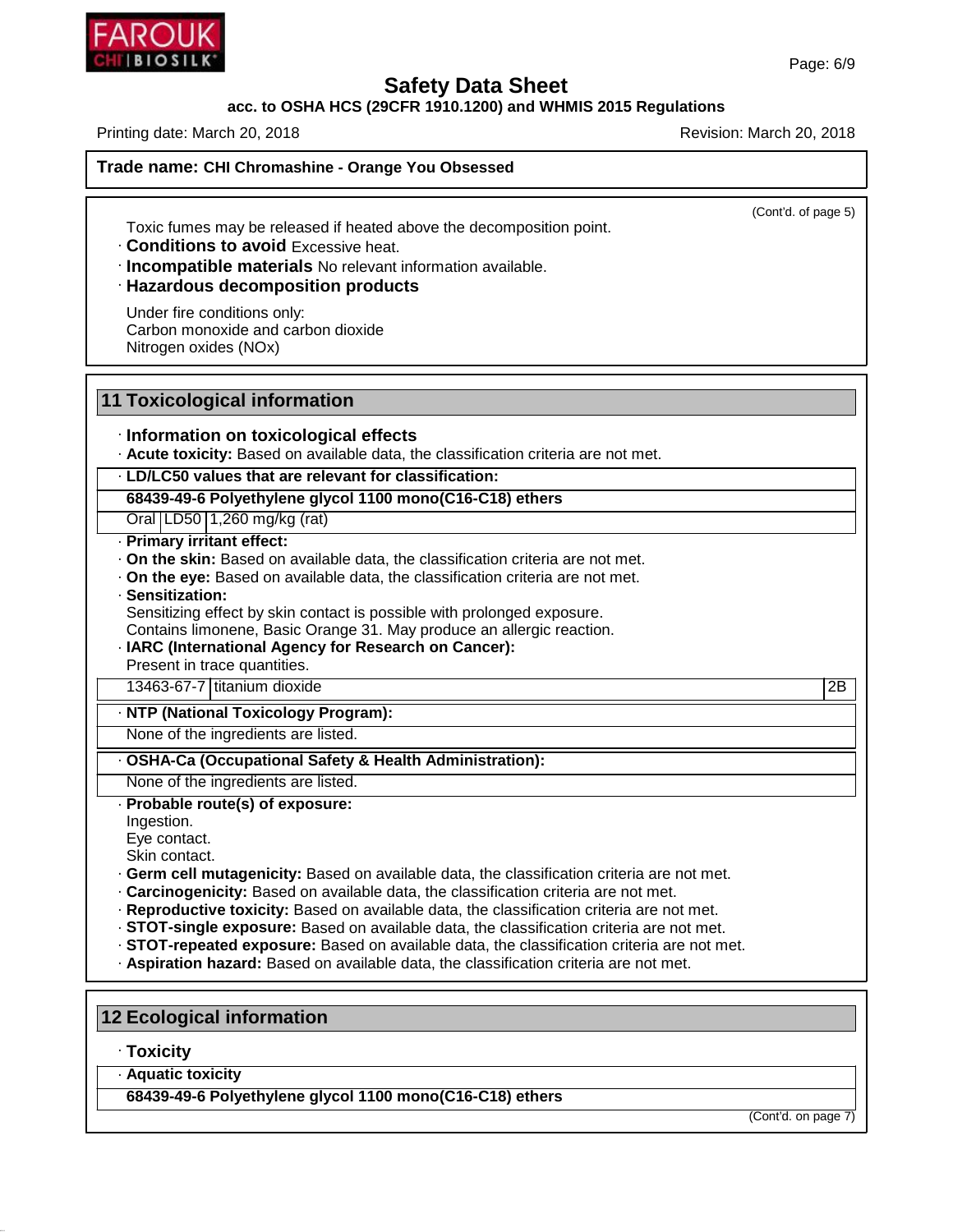**Trade name: CHI Chromashine - Orange You Obsessed**

(Cont'd. of page 5)

Toxic fumes may be released if heated above the decomposition point.

· **Conditions to avoid** Excessive heat.
· **Incompatible materials** No relevant information available.
· **Hazardous decomposition products**

Under fire conditions only:
Carbon monoxide and carbon dioxide
Nitrogen oxides (NOx)

## 11 Toxicological information

· **Information on toxicological effects**
· **Acute toxicity:** Based on available data, the classification criteria are not met.

| · **LD/LC50 values that are relevant for classification:** | | |
|---|---|---|
| **68439-49-6 Polyethylene glycol 1100 mono(C16-C18) ethers** | | |
| Oral | LD50 | 1,260 mg/kg (rat) |

· **Primary irritant effect:**
· **On the skin:** Based on available data, the classification criteria are not met.
· **On the eye:** Based on available data, the classification criteria are not met.
· **Sensitization:**
Sensitizing effect by skin contact is possible with prolonged exposure.
Contains limonene, Basic Orange 31. May produce an allergic reaction.
· **IARC (International Agency for Research on Cancer):**
Present in trace quantities.

| 13463-67-7 | titanium dioxide | 2B |
|---|---|---|

| · **NTP (National Toxicology Program):** |
|---|
| None of the ingredients are listed. |

| · **OSHA-Ca (Occupational Safety & Health Administration):** |
|---|
| None of the ingredients are listed. |

· **Probable route(s) of exposure:**
Ingestion.
Eye contact.
Skin contact.
· **Germ cell mutagenicity:** Based on available data, the classification criteria are not met.
· **Carcinogenicity:** Based on available data, the classification criteria are not met.
· **Reproductive toxicity:** Based on available data, the classification criteria are not met.
· **STOT-single exposure:** Based on available data, the classification criteria are not met.
· **STOT-repeated exposure:** Based on available data, the classification criteria are not met.
· **Aspiration hazard:** Based on available data, the classification criteria are not met.

## 12 Ecological information

· **Toxicity**

| · **Aquatic toxicity** |
|---|
| **68439-49-6 Polyethylene glycol 1100 mono(C16-C18) ethers** |

(Cont'd. on page 7)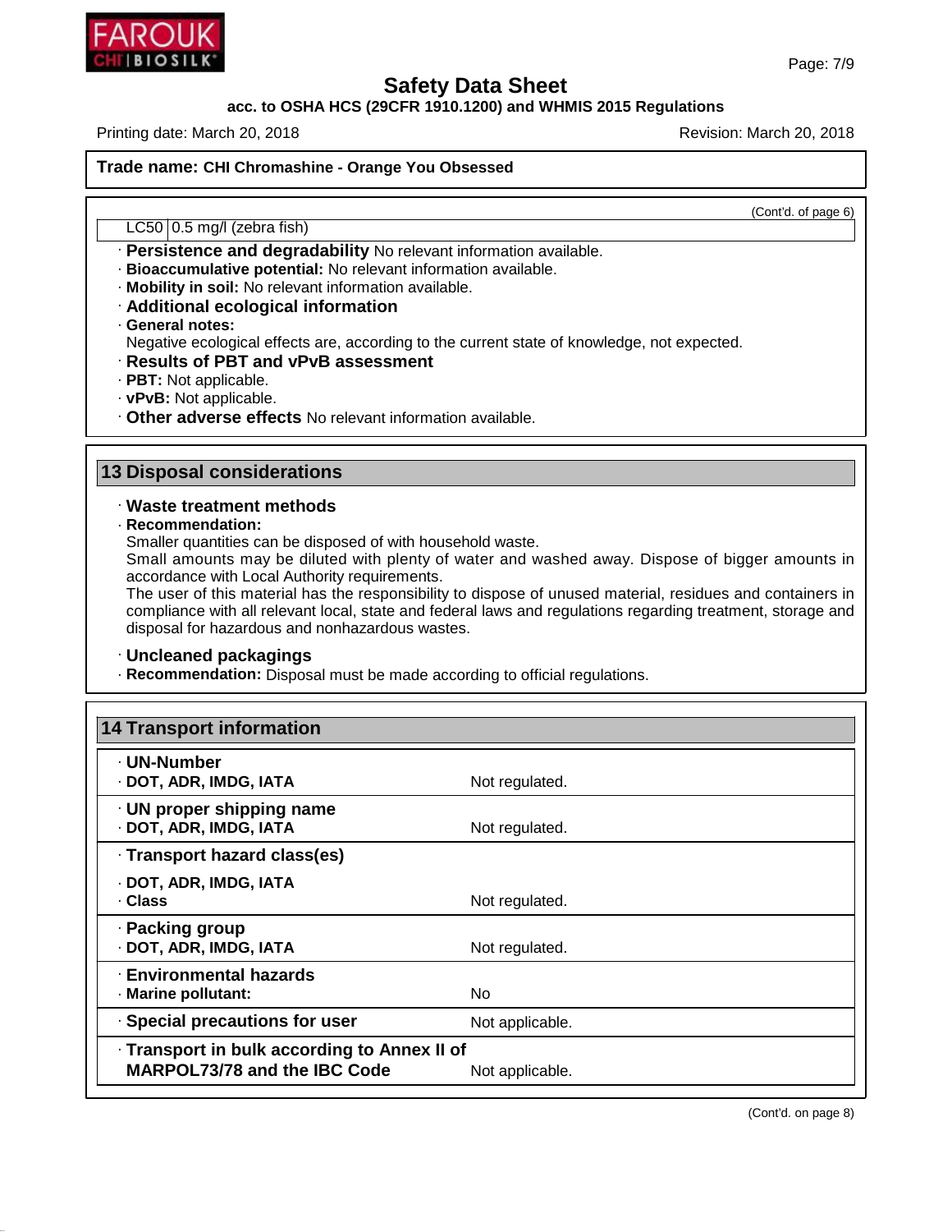(Cont'd. of page 6)

| LC50 | 0.5 mg/l (zebra fish) |
| --- | --- |

· **Persistence and degradability** No relevant information available.
· **Bioaccumulative potential:** No relevant information available.
· **Mobility in soil:** No relevant information available.
· **Additional ecological information**
· **General notes:**
Negative ecological effects are, according to the current state of knowledge, not expected.
· **Results of PBT and vPvB assessment**
· **PBT:** Not applicable.
· **vPvB:** Not applicable.
· **Other adverse effects** No relevant information available.

## 13 Disposal considerations

· **Waste treatment methods**
· **Recommendation:**
Smaller quantities can be disposed of with household waste.
Small amounts may be diluted with plenty of water and washed away. Dispose of bigger amounts in accordance with Local Authority requirements.
The user of this material has the responsibility to dispose of unused material, residues and containers in compliance with all relevant local, state and federal laws and regulations regarding treatment, storage and disposal for hazardous and nonhazardous wastes.

· **Uncleaned packagings**
· **Recommendation:** Disposal must be made according to official regulations.

## 14 Transport information

| | |
| --- | --- |
| · **UN-Number** | |
| · **DOT, ADR, IMDG, IATA** | Not regulated. |
| · **UN proper shipping name** | |
| · **DOT, ADR, IMDG, IATA** | Not regulated. |
| · **Transport hazard class(es)** | |
| · **DOT, ADR, IMDG, IATA** | |
| · **Class** | Not regulated. |
| · **Packing group** | |
| · **DOT, ADR, IMDG, IATA** | Not regulated. |
| · **Environmental hazards** | |
| · **Marine pollutant:** | No |
| · **Special precautions for user** | Not applicable. |
| · **Transport in bulk according to Annex II of MARPOL73/78 and the IBC Code** | Not applicable. |

(Cont'd. on page 8)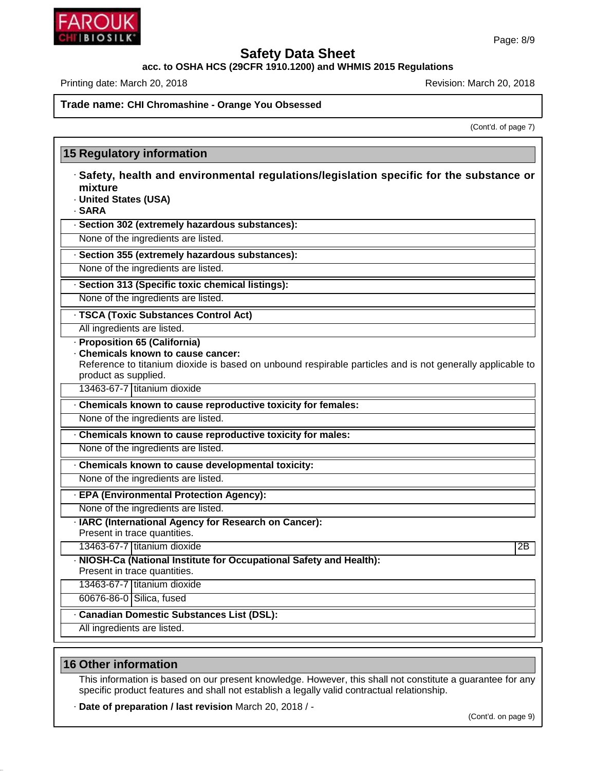# Safety Data Sheet

**acc. to OSHA HCS (29CFR 1910.1200) and WHMIS 2015 Regulations**

Printing date: March 20, 2018 | Revision: March 20, 2018

**Trade name: CHI Chromashine - Orange You Obsessed**

(Cont'd. of page 7)

## 15 Regulatory information

· **Safety, health and environmental regulations/legislation specific for the substance or mixture**

· **United States (USA)**

· **SARA**

· **Section 302 (extremely hazardous substances):**

None of the ingredients are listed.

· **Section 355 (extremely hazardous substances):**

None of the ingredients are listed.

· **Section 313 (Specific toxic chemical listings):**

None of the ingredients are listed.

· **TSCA (Toxic Substances Control Act)**

All ingredients are listed.

· **Proposition 65 (California)**

· **Chemicals known to cause cancer:**

Reference to titanium dioxide is based on unbound respirable particles and is not generally applicable to product as supplied.

| | |
|---|---|
| 13463-67-7 | titanium dioxide |

· **Chemicals known to cause reproductive toxicity for females:**

None of the ingredients are listed.

· **Chemicals known to cause reproductive toxicity for males:**

None of the ingredients are listed.

· **Chemicals known to cause developmental toxicity:**

None of the ingredients are listed.

· **EPA (Environmental Protection Agency):**

None of the ingredients are listed.

· **IARC (International Agency for Research on Cancer):**

Present in trace quantities.

| | | |
|---|---|---|
| 13463-67-7 | titanium dioxide | 2B |

· **NIOSH-Ca (National Institute for Occupational Safety and Health):**

Present in trace quantities.

| | |
|---|---|
| 13463-67-7 | titanium dioxide |
| 60676-86-0 | Silica, fused |

· **Canadian Domestic Substances List (DSL):**

All ingredients are listed.

## 16 Other information

This information is based on our present knowledge. However, this shall not constitute a guarantee for any specific product features and shall not establish a legally valid contractual relationship.

· **Date of preparation / last revision** March 20, 2018 / -

(Cont'd. on page 9)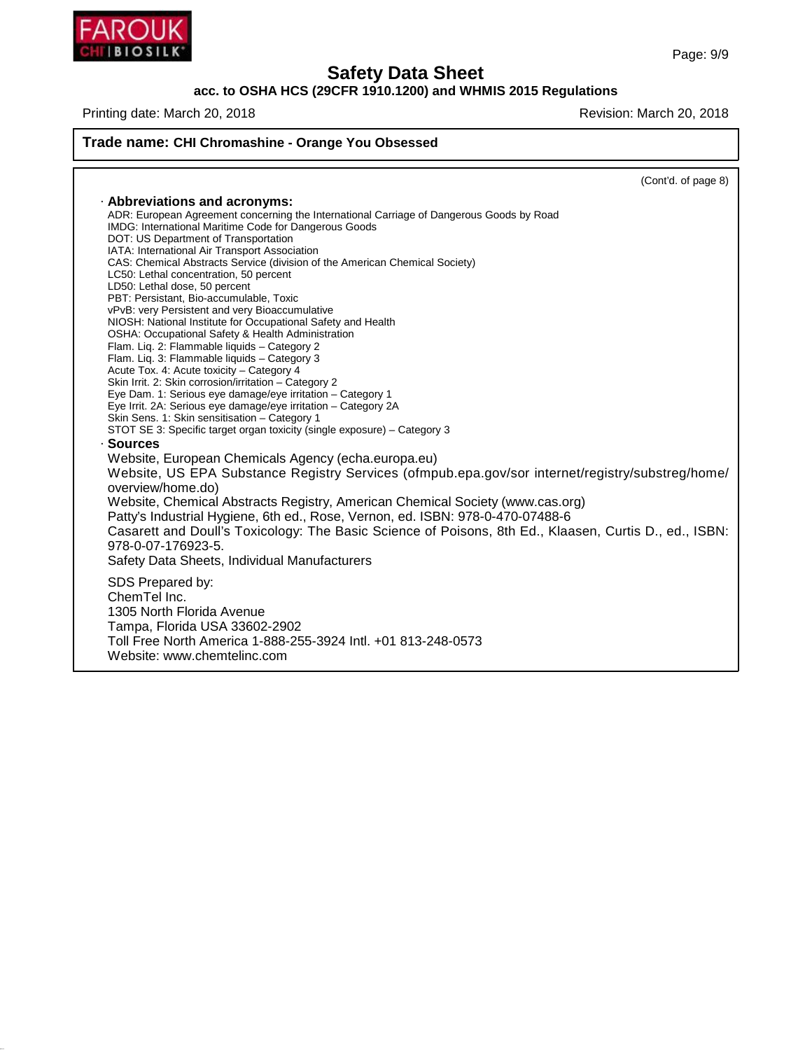# Safety Data Sheet

**acc. to OSHA HCS (29CFR 1910.1200) and WHMIS 2015 Regulations**

Printing date: March 20, 2018 Revision: March 20, 2018

**Trade name: CHI Chromashine - Orange You Obsessed**

(Cont'd. of page 8)

· **Abbreviations and acronyms:**

ADR: European Agreement concerning the International Carriage of Dangerous Goods by Road
IMDG: International Maritime Code for Dangerous Goods
DOT: US Department of Transportation
IATA: International Air Transport Association
CAS: Chemical Abstracts Service (division of the American Chemical Society)
LC50: Lethal concentration, 50 percent
LD50: Lethal dose, 50 percent
PBT: Persistant, Bio-accumulable, Toxic
vPvB: very Persistent and very Bioaccumulative
NIOSH: National Institute for Occupational Safety and Health
OSHA: Occupational Safety & Health Administration
Flam. Liq. 2: Flammable liquids – Category 2
Flam. Liq. 3: Flammable liquids – Category 3
Acute Tox. 4: Acute toxicity – Category 4
Skin Irrit. 2: Skin corrosion/irritation – Category 2
Eye Dam. 1: Serious eye damage/eye irritation – Category 1
Eye Irrit. 2A: Serious eye damage/eye irritation – Category 2A
Skin Sens. 1: Skin sensitisation – Category 1
STOT SE 3: Specific target organ toxicity (single exposure) – Category 3

· **Sources**

Website, European Chemicals Agency (echa.europa.eu)
Website, US EPA Substance Registry Services (ofmpub.epa.gov/sor internet/registry/substreg/home/overview/home.do)
Website, Chemical Abstracts Registry, American Chemical Society (www.cas.org)
Patty's Industrial Hygiene, 6th ed., Rose, Vernon, ed. ISBN: 978-0-470-07488-6
Casarett and Doull's Toxicology: The Basic Science of Poisons, 8th Ed., Klaasen, Curtis D., ed., ISBN: 978-0-07-176923-5.
Safety Data Sheets, Individual Manufacturers

SDS Prepared by:
ChemTel Inc.
1305 North Florida Avenue
Tampa, Florida USA 33602-2902
Toll Free North America 1-888-255-3924 Intl. +01 813-248-0573
Website: www.chemtelinc.com